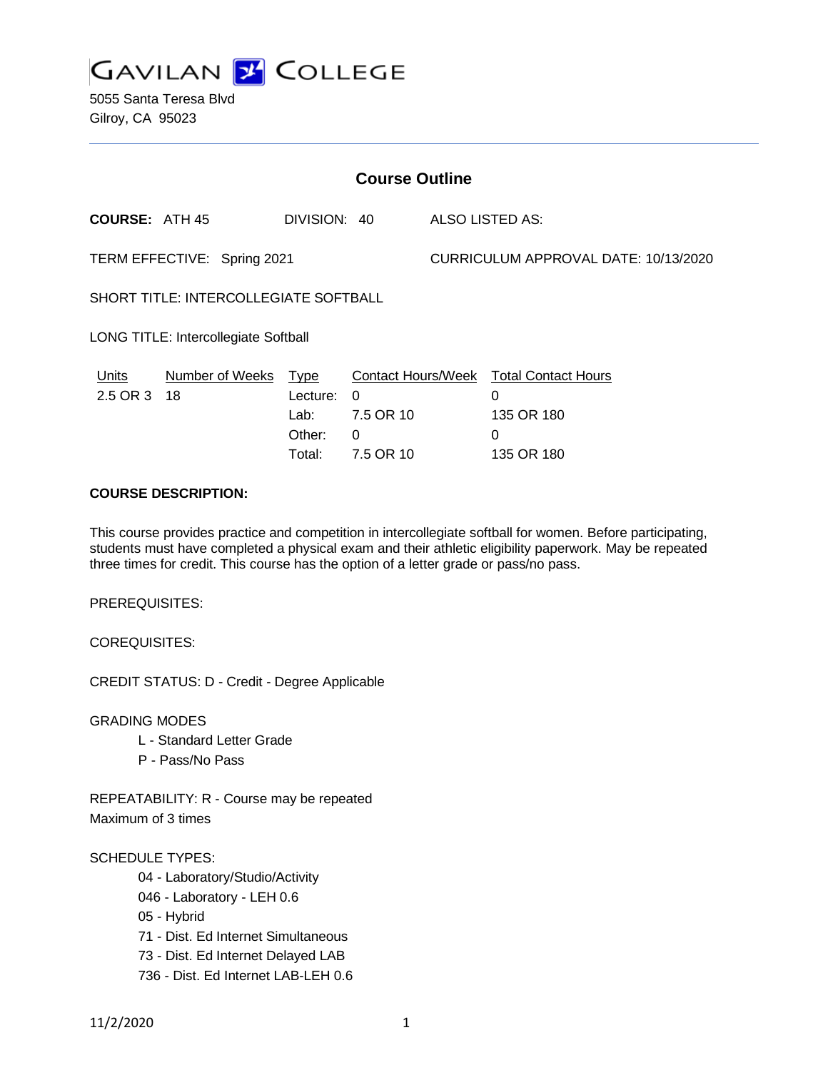# GAVILAN COLLEGE

5055 Santa Teresa Blvd
Gilroy, CA 95023

## Course Outline

**COURSE:** ATH 45 DIVISION: 40 ALSO LISTED AS:

TERM EFFECTIVE: Spring 2021 CURRICULUM APPROVAL DATE: 10/13/2020

SHORT TITLE: INTERCOLLEGIATE SOFTBALL

LONG TITLE: Intercollegiate Softball

| Units | Number of Weeks | Type | Contact Hours/Week | Total Contact Hours |
|---|---|---|---|---|
| 2.5 OR 3 | 18 | Lecture: | 0 | 0 |
| | | Lab: | 7.5 OR 10 | 135 OR 180 |
| | | Other: | 0 | 0 |
| | | Total: | 7.5 OR 10 | 135 OR 180 |

**COURSE DESCRIPTION:**

This course provides practice and competition in intercollegiate softball for women. Before participating, students must have completed a physical exam and their athletic eligibility paperwork. May be repeated three times for credit. This course has the option of a letter grade or pass/no pass.

PREREQUISITES:

COREQUISITES:

CREDIT STATUS: D - Credit - Degree Applicable

GRADING MODES

- L - Standard Letter Grade
- P - Pass/No Pass

REPEATABILITY: R - Course may be repeated
Maximum of 3 times

SCHEDULE TYPES:

- 04 - Laboratory/Studio/Activity
- 046 - Laboratory - LEH 0.6
- 05 - Hybrid
- 71 - Dist. Ed Internet Simultaneous
- 73 - Dist. Ed Internet Delayed LAB
- 736 - Dist. Ed Internet LAB-LEH 0.6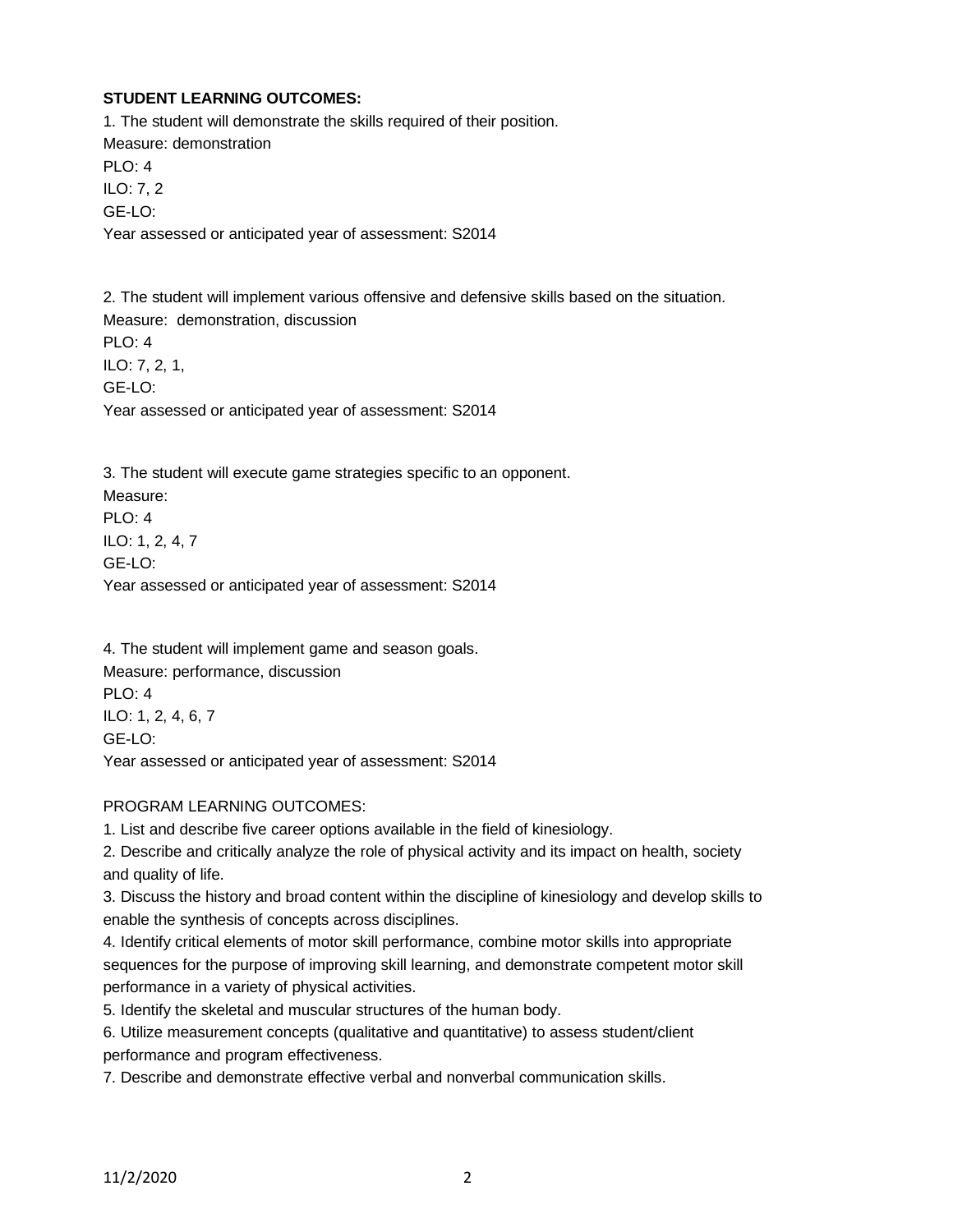**STUDENT LEARNING OUTCOMES:**

1. The student will demonstrate the skills required of their position.
Measure: demonstration
PLO: 4
ILO: 7, 2
GE-LO:
Year assessed or anticipated year of assessment: S2014

2. The student will implement various offensive and defensive skills based on the situation.
Measure: demonstration, discussion
PLO: 4
ILO: 7, 2, 1,
GE-LO:
Year assessed or anticipated year of assessment: S2014

3. The student will execute game strategies specific to an opponent.
Measure:
PLO: 4
ILO: 1, 2, 4, 7
GE-LO:
Year assessed or anticipated year of assessment: S2014

4. The student will implement game and season goals.
Measure: performance, discussion
PLO: 4
ILO: 1, 2, 4, 6, 7
GE-LO:
Year assessed or anticipated year of assessment: S2014

PROGRAM LEARNING OUTCOMES:

1. List and describe five career options available in the field of kinesiology.
2. Describe and critically analyze the role of physical activity and its impact on health, society and quality of life.
3. Discuss the history and broad content within the discipline of kinesiology and develop skills to enable the synthesis of concepts across disciplines.
4. Identify critical elements of motor skill performance, combine motor skills into appropriate sequences for the purpose of improving skill learning, and demonstrate competent motor skill performance in a variety of physical activities.
5. Identify the skeletal and muscular structures of the human body.
6. Utilize measurement concepts (qualitative and quantitative) to assess student/client performance and program effectiveness.
7. Describe and demonstrate effective verbal and nonverbal communication skills.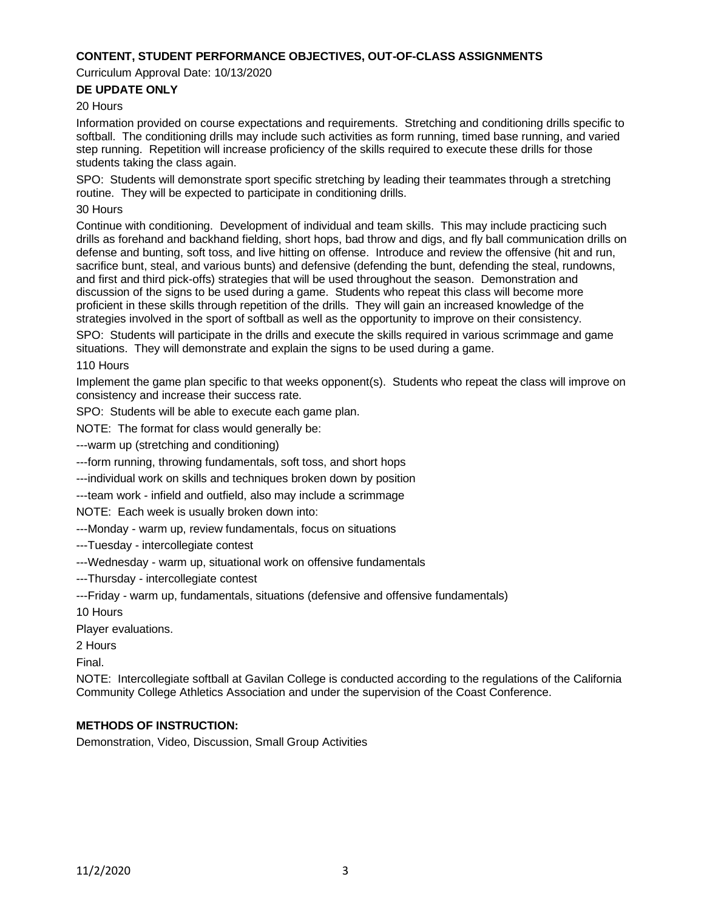## CONTENT, STUDENT PERFORMANCE OBJECTIVES, OUT-OF-CLASS ASSIGNMENTS

Curriculum Approval Date: 10/13/2020

**DE UPDATE ONLY**

20 Hours

Information provided on course expectations and requirements. Stretching and conditioning drills specific to softball. The conditioning drills may include such activities as form running, timed base running, and varied step running. Repetition will increase proficiency of the skills required to execute these drills for those students taking the class again.

SPO: Students will demonstrate sport specific stretching by leading their teammates through a stretching routine. They will be expected to participate in conditioning drills.

30 Hours

Continue with conditioning. Development of individual and team skills. This may include practicing such drills as forehand and backhand fielding, short hops, bad throw and digs, and fly ball communication drills on defense and bunting, soft toss, and live hitting on offense. Introduce and review the offensive (hit and run, sacrifice bunt, steal, and various bunts) and defensive (defending the bunt, defending the steal, rundowns, and first and third pick-offs) strategies that will be used throughout the season. Demonstration and discussion of the signs to be used during a game. Students who repeat this class will become more proficient in these skills through repetition of the drills. They will gain an increased knowledge of the strategies involved in the sport of softball as well as the opportunity to improve on their consistency.

SPO: Students will participate in the drills and execute the skills required in various scrimmage and game situations. They will demonstrate and explain the signs to be used during a game.

110 Hours

Implement the game plan specific to that weeks opponent(s). Students who repeat the class will improve on consistency and increase their success rate.

SPO: Students will be able to execute each game plan.

NOTE: The format for class would generally be:

---warm up (stretching and conditioning)

---form running, throwing fundamentals, soft toss, and short hops

---individual work on skills and techniques broken down by position

---team work - infield and outfield, also may include a scrimmage

NOTE: Each week is usually broken down into:

---Monday - warm up, review fundamentals, focus on situations

---Tuesday - intercollegiate contest

---Wednesday - warm up, situational work on offensive fundamentals

---Thursday - intercollegiate contest

---Friday - warm up, fundamentals, situations (defensive and offensive fundamentals)

10 Hours

Player evaluations.

2 Hours

Final.

NOTE: Intercollegiate softball at Gavilan College is conducted according to the regulations of the California Community College Athletics Association and under the supervision of the Coast Conference.

## METHODS OF INSTRUCTION:

Demonstration, Video, Discussion, Small Group Activities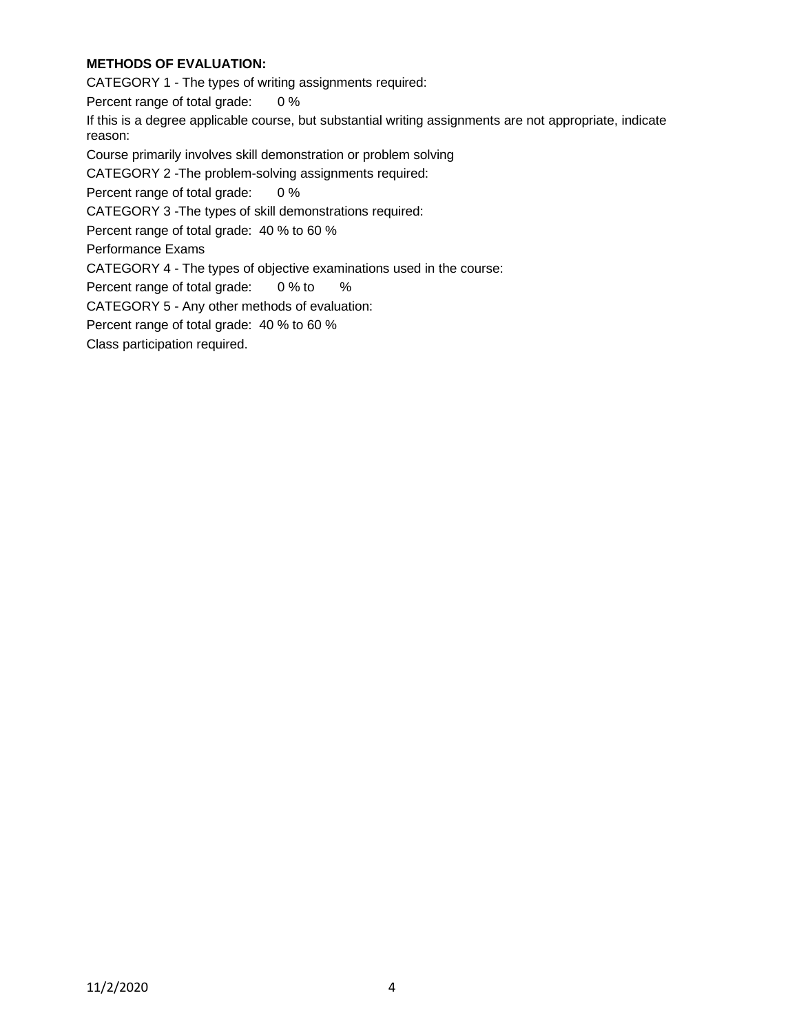**METHODS OF EVALUATION:**

CATEGORY 1 - The types of writing assignments required:

Percent range of total grade: 0 %

If this is a degree applicable course, but substantial writing assignments are not appropriate, indicate reason:

Course primarily involves skill demonstration or problem solving

CATEGORY 2 -The problem-solving assignments required:

Percent range of total grade: 0 %

CATEGORY 3 -The types of skill demonstrations required:

Percent range of total grade: 40 % to 60 %

Performance Exams

CATEGORY 4 - The types of objective examinations used in the course:

Percent range of total grade: 0 % to %

CATEGORY 5 - Any other methods of evaluation:

Percent range of total grade: 40 % to 60 %

Class participation required.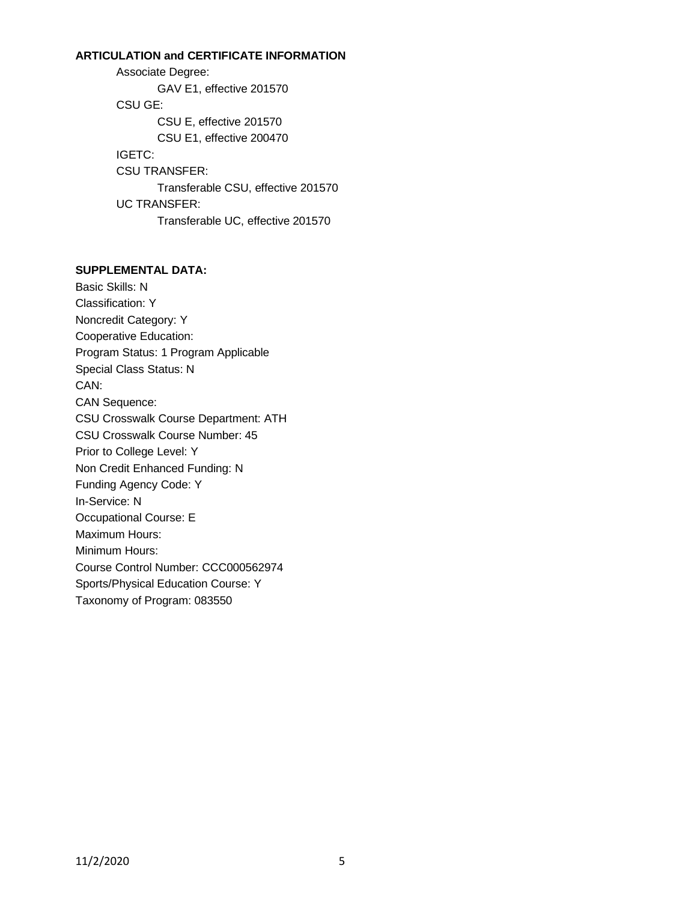**ARTICULATION and CERTIFICATE INFORMATION**

Associate Degree:

GAV E1, effective 201570

CSU GE:

CSU E, effective 201570

CSU E1, effective 200470

IGETC:

CSU TRANSFER:

Transferable CSU, effective 201570

UC TRANSFER:

Transferable UC, effective 201570

**SUPPLEMENTAL DATA:**

Basic Skills: N
Classification: Y
Noncredit Category: Y
Cooperative Education:
Program Status: 1 Program Applicable
Special Class Status: N
CAN:
CAN Sequence:
CSU Crosswalk Course Department: ATH
CSU Crosswalk Course Number: 45
Prior to College Level: Y
Non Credit Enhanced Funding: N
Funding Agency Code: Y
In-Service: N
Occupational Course: E
Maximum Hours:
Minimum Hours:
Course Control Number: CCC000562974
Sports/Physical Education Course: Y
Taxonomy of Program: 083550